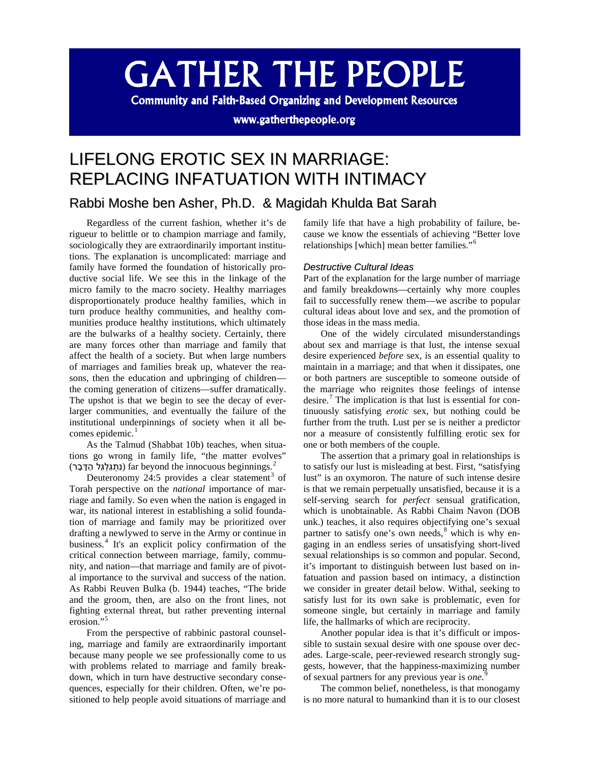# GATHER THE PEOPLE

**Community and Faith-Based Organizing and Development Resources**

**www.gatherthepeople.org**

# LIFELONG EROTIC SEX IN MARRIAGE: REPLACING INFATUATION WITH INTIMACY

## Rabbi Moshe ben Asher, Ph.D. & Magidah Khulda Bat Sarah

Regardless of the current fashion, whether it's de rigueur to belittle or to champion marriage and family, sociologically they are extraordinarily important institutions. The explanation is uncomplicated: marriage and family have formed the foundation of historically productive social life. We see this in the linkage of the micro family to the macro society. Healthy marriages disproportionately produce healthy families, which in turn produce healthy communities, and healthy communities produce healthy institutions, which ultimately are the bulwarks of a healthy society. Certainly, there are many forces other than marriage and family that affect the health of a society. But when large numbers of marriages and families break up, whatever the reasons, then the education and upbringing of children—the coming generation of citizens—suffer dramatically. The upshot is that we begin to see the decay of ever-larger communities, and eventually the failure of the institutional underpinnings of society when it all becomes epidemic.[1]

As the Talmud (Shabbat 10b) teaches, when situations go wrong in family life, "the matter evolves" (נִתְגַּלְגֵּל הַדָּבָר) far beyond the innocuous beginnings.[2]

Deuteronomy 24:5 provides a clear statement[3] of Torah perspective on the *national* importance of marriage and family. So even when the nation is engaged in war, its national interest in establishing a solid foundation of marriage and family may be prioritized over drafting a newlywed to serve in the Army or continue in business.[4] It's an explicit policy confirmation of the critical connection between marriage, family, community, and nation—that marriage and family are of pivotal importance to the survival and success of the nation. As Rabbi Reuven Bulka (b. 1944) teaches, "The bride and the groom, then, are also on the front lines, not fighting external threat, but rather preventing internal erosion."[5]

From the perspective of rabbinic pastoral counseling, marriage and family are extraordinarily important because many people we see professionally come to us with problems related to marriage and family breakdown, which in turn have destructive secondary consequences, especially for their children. Often, we're positioned to help people avoid situations of marriage and family life that have a high probability of failure, because we know the essentials of achieving "Better love relationships [which] mean better families."[6]

### *Destructive Cultural Ideas*

Part of the explanation for the large number of marriage and family breakdowns—certainly why more couples fail to successfully renew them—we ascribe to popular cultural ideas about love and sex, and the promotion of those ideas in the mass media.

One of the widely circulated misunderstandings about sex and marriage is that lust, the intense sexual desire experienced *before* sex, is an essential quality to maintain in a marriage; and that when it dissipates, one or both partners are susceptible to someone outside of the marriage who reignites those feelings of intense desire.[7] The implication is that lust is essential for continuously satisfying *erotic* sex, but nothing could be further from the truth. Lust per se is neither a predictor nor a measure of consistently fulfilling erotic sex for one or both members of the couple.

The assertion that a primary goal in relationships is to satisfy our lust is misleading at best. First, "satisfying lust" is an oxymoron. The nature of such intense desire is that we remain perpetually unsatisfied, because it is a self-serving search for *perfect* sensual gratification, which is unobtainable. As Rabbi Chaim Navon (DOB unk.) teaches, it also requires objectifying one's sexual partner to satisfy one's own needs,[8] which is why engaging in an endless series of unsatisfying short-lived sexual relationships is so common and popular. Second, it's important to distinguish between lust based on infatuation and passion based on intimacy, a distinction we consider in greater detail below. Withal, seeking to satisfy lust for its own sake is problematic, even for someone single, but certainly in marriage and family life, the hallmarks of which are reciprocity.

Another popular idea is that it's difficult or impossible to sustain sexual desire with one spouse over decades. Large-scale, peer-reviewed research strongly suggests, however, that the happiness-maximizing number of sexual partners for any previous year is *one*.[9]

The common belief, nonetheless, is that monogamy is no more natural to humankind than it is to our closest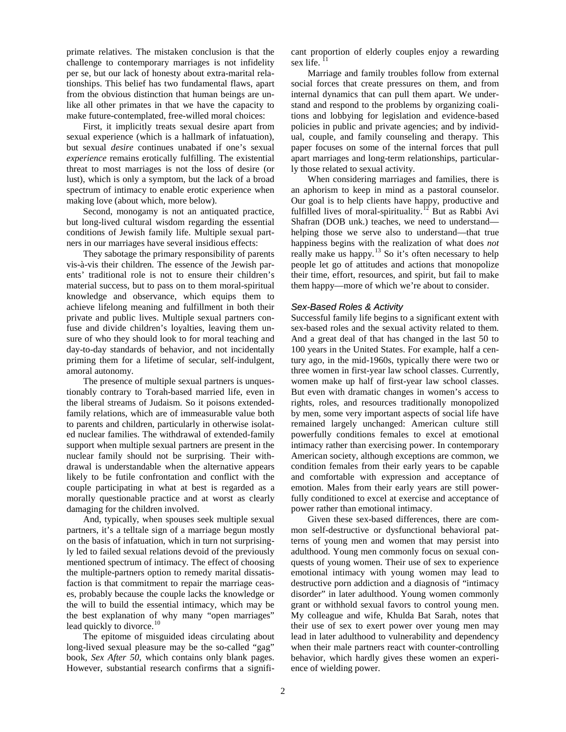primate relatives. The mistaken conclusion is that the challenge to contemporary marriages is not infidelity per se, but our lack of honesty about extra-marital relationships. This belief has two fundamental flaws, apart from the obvious distinction that human beings are unlike all other primates in that we have the capacity to make future-contemplated, free-willed moral choices:

First, it implicitly treats sexual desire apart from sexual experience (which is a hallmark of infatuation), but sexual *desire* continues unabated if one's sexual *experience* remains erotically fulfilling. The existential threat to most marriages is not the loss of desire (or lust), which is only a symptom, but the lack of a broad spectrum of intimacy to enable erotic experience when making love (about which, more below).

Second, monogamy is not an antiquated practice, but long-lived cultural wisdom regarding the essential conditions of Jewish family life. Multiple sexual partners in our marriages have several insidious effects:

They sabotage the primary responsibility of parents vis-à-vis their children. The essence of the Jewish parents' traditional role is not to ensure their children's material success, but to pass on to them moral-spiritual knowledge and observance, which equips them to achieve lifelong meaning and fulfillment in both their private and public lives. Multiple sexual partners confuse and divide children's loyalties, leaving them unsure of who they should look to for moral teaching and day-to-day standards of behavior, and not incidentally priming them for a lifetime of secular, self-indulgent, amoral autonomy.

The presence of multiple sexual partners is unquestionably contrary to Torah-based married life, even in the liberal streams of Judaism. So it poisons extended-family relations, which are of immeasurable value both to parents and children, particularly in otherwise isolated nuclear families. The withdrawal of extended-family support when multiple sexual partners are present in the nuclear family should not be surprising. Their withdrawal is understandable when the alternative appears likely to be futile confrontation and conflict with the couple participating in what at best is regarded as a morally questionable practice and at worst as clearly damaging for the children involved.

And, typically, when spouses seek multiple sexual partners, it's a telltale sign of a marriage begun mostly on the basis of infatuation, which in turn not surprisingly led to failed sexual relations devoid of the previously mentioned spectrum of intimacy. The effect of choosing the multiple-partners option to remedy marital dissatisfaction is that commitment to repair the marriage ceases, probably because the couple lacks the knowledge or the will to build the essential intimacy, which may be the best explanation of why many "open marriages" lead quickly to divorce.[10]

The epitome of misguided ideas circulating about long-lived sexual pleasure may be the so-called "gag" book, *Sex After 50*, which contains only blank pages. However, substantial research confirms that a significant proportion of elderly couples enjoy a rewarding sex life.[11]

Marriage and family troubles follow from external social forces that create pressures on them, and from internal dynamics that can pull them apart. We understand and respond to the problems by organizing coalitions and lobbying for legislation and evidence-based policies in public and private agencies; and by individual, couple, and family counseling and therapy. This paper focuses on some of the internal forces that pull apart marriages and long-term relationships, particularly those related to sexual activity.

When considering marriages and families, there is an aphorism to keep in mind as a pastoral counselor. Our goal is to help clients have happy, productive and fulfilled lives of moral-spirituality.[12] But as Rabbi Avi Shafran (DOB unk.) teaches, we need to understand—helping those we serve also to understand—that true happiness begins with the realization of what does *not* really make us happy.[13] So it's often necessary to help people let go of attitudes and actions that monopolize their time, effort, resources, and spirit, but fail to make them happy—more of which we're about to consider.

### *Sex-Based Roles & Activity*

Successful family life begins to a significant extent with sex-based roles and the sexual activity related to them. And a great deal of that has changed in the last 50 to 100 years in the United States. For example, half a century ago, in the mid-1960s, typically there were two or three women in first-year law school classes. Currently, women make up half of first-year law school classes. But even with dramatic changes in women's access to rights, roles, and resources traditionally monopolized by men, some very important aspects of social life have remained largely unchanged: American culture still powerfully conditions females to excel at emotional intimacy rather than exercising power. In contemporary American society, although exceptions are common, we condition females from their early years to be capable and comfortable with expression and acceptance of emotion. Males from their early years are still powerfully conditioned to excel at exercise and acceptance of power rather than emotional intimacy.

Given these sex-based differences, there are common self-destructive or dysfunctional behavioral patterns of young men and women that may persist into adulthood. Young men commonly focus on sexual conquests of young women. Their use of sex to experience emotional intimacy with young women may lead to destructive porn addiction and a diagnosis of "intimacy disorder" in later adulthood. Young women commonly grant or withhold sexual favors to control young men. My colleague and wife, Khulda Bat Sarah, notes that their use of sex to exert power over young men may lead in later adulthood to vulnerability and dependency when their male partners react with counter-controlling behavior, which hardly gives these women an experience of wielding power.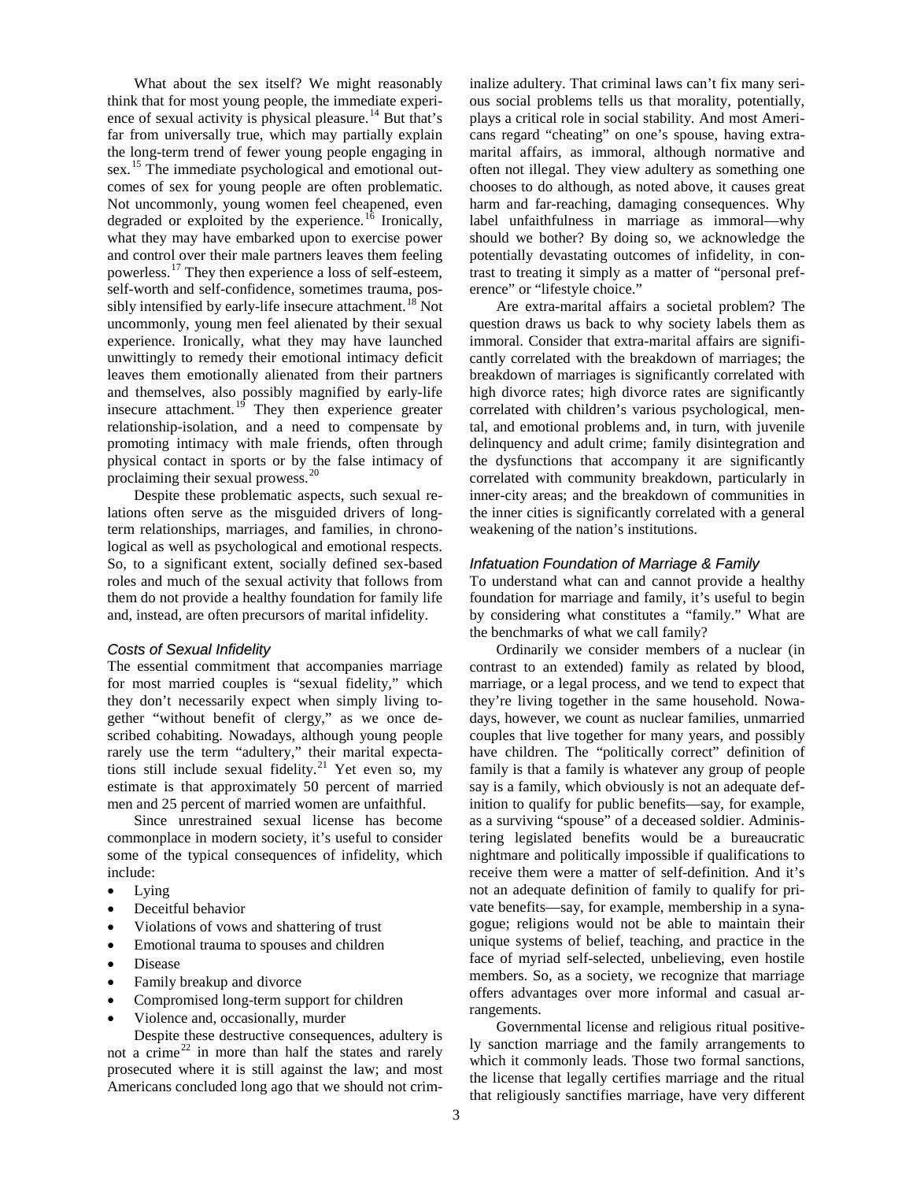What about the sex itself? We might reasonably think that for most young people, the immediate experience of sexual activity is physical pleasure.[14] But that's far from universally true, which may partially explain the long-term trend of fewer young people engaging in sex.[15] The immediate psychological and emotional outcomes of sex for young people are often problematic. Not uncommonly, young women feel cheapened, even degraded or exploited by the experience.[16] Ironically, what they may have embarked upon to exercise power and control over their male partners leaves them feeling powerless.[17] They then experience a loss of self-esteem, self-worth and self-confidence, sometimes trauma, possibly intensified by early-life insecure attachment.[18] Not uncommonly, young men feel alienated by their sexual experience. Ironically, what they may have launched unwittingly to remedy their emotional intimacy deficit leaves them emotionally alienated from their partners and themselves, also possibly magnified by early-life insecure attachment.[19] They then experience greater relationship-isolation, and a need to compensate by promoting intimacy with male friends, often through physical contact in sports or by the false intimacy of proclaiming their sexual prowess.[20]

Despite these problematic aspects, such sexual relations often serve as the misguided drivers of long-term relationships, marriages, and families, in chronological as well as psychological and emotional respects. So, to a significant extent, socially defined sex-based roles and much of the sexual activity that follows from them do not provide a healthy foundation for family life and, instead, are often precursors of marital infidelity.

### *Costs of Sexual Infidelity*

The essential commitment that accompanies marriage for most married couples is "sexual fidelity," which they don't necessarily expect when simply living together "without benefit of clergy," as we once described cohabiting. Nowadays, although young people rarely use the term "adultery," their marital expectations still include sexual fidelity.[21] Yet even so, my estimate is that approximately 50 percent of married men and 25 percent of married women are unfaithful.

Since unrestrained sexual license has become commonplace in modern society, it's useful to consider some of the typical consequences of infidelity, which include:

- Lying
- Deceitful behavior
- Violations of vows and shattering of trust
- Emotional trauma to spouses and children
- Disease
- Family breakup and divorce
- Compromised long-term support for children
- Violence and, occasionally, murder

Despite these destructive consequences, adultery is not a crime[22] in more than half the states and rarely prosecuted where it is still against the law; and most Americans concluded long ago that we should not criminalize adultery. That criminal laws can't fix many serious social problems tells us that morality, potentially, plays a critical role in social stability. And most Americans regard "cheating" on one's spouse, having extra-marital affairs, as immoral, although normative and often not illegal. They view adultery as something one chooses to do although, as noted above, it causes great harm and far-reaching, damaging consequences. Why label unfaithfulness in marriage as immoral—why should we bother? By doing so, we acknowledge the potentially devastating outcomes of infidelity, in contrast to treating it simply as a matter of "personal preference" or "lifestyle choice."

Are extra-marital affairs a societal problem? The question draws us back to why society labels them as immoral. Consider that extra-marital affairs are significantly correlated with the breakdown of marriages; the breakdown of marriages is significantly correlated with high divorce rates; high divorce rates are significantly correlated with children's various psychological, mental, and emotional problems and, in turn, with juvenile delinquency and adult crime; family disintegration and the dysfunctions that accompany it are significantly correlated with community breakdown, particularly in inner-city areas; and the breakdown of communities in the inner cities is significantly correlated with a general weakening of the nation's institutions.

### *Infatuation Foundation of Marriage & Family*

To understand what can and cannot provide a healthy foundation for marriage and family, it's useful to begin by considering what constitutes a "family." What are the benchmarks of what we call family?

Ordinarily we consider members of a nuclear (in contrast to an extended) family as related by blood, marriage, or a legal process, and we tend to expect that they're living together in the same household. Nowadays, however, we count as nuclear families, unmarried couples that live together for many years, and possibly have children. The "politically correct" definition of family is that a family is whatever any group of people say is a family, which obviously is not an adequate definition to qualify for public benefits—say, for example, as a surviving "spouse" of a deceased soldier. Administering legislated benefits would be a bureaucratic nightmare and politically impossible if qualifications to receive them were a matter of self-definition. And it's not an adequate definition of family to qualify for private benefits—say, for example, membership in a synagogue; religions would not be able to maintain their unique systems of belief, teaching, and practice in the face of myriad self-selected, unbelieving, even hostile members. So, as a society, we recognize that marriage offers advantages over more informal and casual arrangements.

Governmental license and religious ritual positively sanction marriage and the family arrangements to which it commonly leads. Those two formal sanctions, the license that legally certifies marriage and the ritual that religiously sanctifies marriage, have very different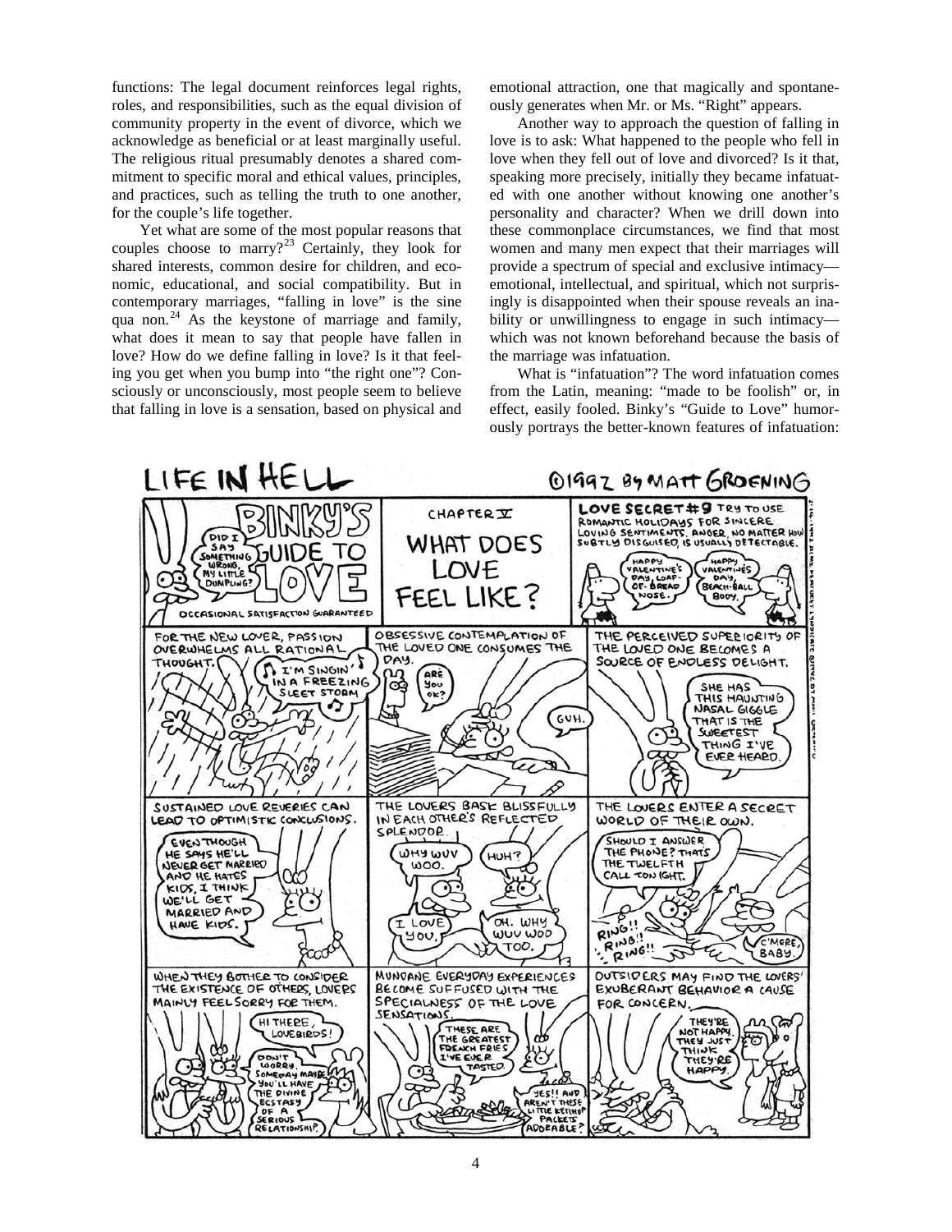functions: The legal document reinforces legal rights, roles, and responsibilities, such as the equal division of community property in the event of divorce, which we acknowledge as beneficial or at least marginally useful. The religious ritual presumably denotes a shared commitment to specific moral and ethical values, principles, and practices, such as telling the truth to one another, for the couple's life together.

Yet what are some of the most popular reasons that couples choose to marry?[23] Certainly, they look for shared interests, common desire for children, and economic, educational, and social compatibility. But in contemporary marriages, "falling in love" is the sine qua non.[24] As the keystone of marriage and family, what does it mean to say that people have fallen in love? How do we define falling in love? Is it that feeling you get when you bump into "the right one"? Consciously or unconsciously, most people seem to believe that falling in love is a sensation, based on physical and emotional attraction, one that magically and spontaneously generates when Mr. or Ms. "Right" appears.

Another way to approach the question of falling in love is to ask: What happened to the people who fell in love when they fell out of love and divorced? Is it that, speaking more precisely, initially they became infatuated with one another without knowing one another's personality and character? When we drill down into these commonplace circumstances, we find that most women and many men expect that their marriages will provide a spectrum of special and exclusive intimacy—emotional, intellectual, and spiritual, which not surprisingly is disappointed when their spouse reveals an inability or unwillingness to engage in such intimacy—which was not known beforehand because the basis of the marriage was infatuation.

What is "infatuation"? The word infatuation comes from the Latin, meaning: "made to be foolish" or, in effect, easily fooled. Binky's "Guide to Love" humorously portrays the better-known features of infatuation: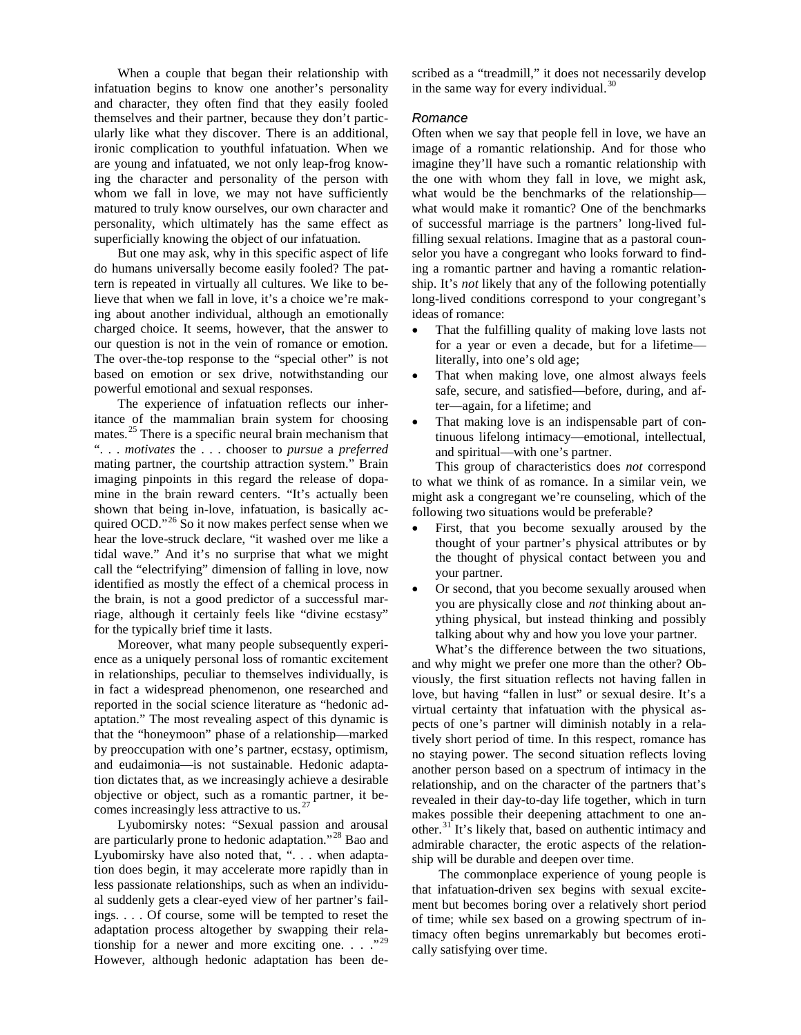When a couple that began their relationship with infatuation begins to know one another's personality and character, they often find that they easily fooled themselves and their partner, because they don't particularly like what they discover. There is an additional, ironic complication to youthful infatuation. When we are young and infatuated, we not only leap-frog knowing the character and personality of the person with whom we fall in love, we may not have sufficiently matured to truly know ourselves, our own character and personality, which ultimately has the same effect as superficially knowing the object of our infatuation.

But one may ask, why in this specific aspect of life do humans universally become easily fooled? The pattern is repeated in virtually all cultures. We like to believe that when we fall in love, it's a choice we're making about another individual, although an emotionally charged choice. It seems, however, that the answer to our question is not in the vein of romance or emotion. The over-the-top response to the "special other" is not based on emotion or sex drive, notwithstanding our powerful emotional and sexual responses.

The experience of infatuation reflects our inheritance of the mammalian brain system for choosing mates.[25] There is a specific neural brain mechanism that ". . . *motivates* the . . . chooser to *pursue* a *preferred* mating partner, the courtship attraction system." Brain imaging pinpoints in this regard the release of dopamine in the brain reward centers. "It's actually been shown that being in-love, infatuation, is basically acquired OCD."[26] So it now makes perfect sense when we hear the love-struck declare, "it washed over me like a tidal wave." And it's no surprise that what we might call the "electrifying" dimension of falling in love, now identified as mostly the effect of a chemical process in the brain, is not a good predictor of a successful marriage, although it certainly feels like "divine ecstasy" for the typically brief time it lasts.

Moreover, what many people subsequently experience as a uniquely personal loss of romantic excitement in relationships, peculiar to themselves individually, is in fact a widespread phenomenon, one researched and reported in the social science literature as "hedonic adaptation." The most revealing aspect of this dynamic is that the "honeymoon" phase of a relationship—marked by preoccupation with one's partner, ecstasy, optimism, and eudaimonia—is not sustainable. Hedonic adaptation dictates that, as we increasingly achieve a desirable objective or object, such as a romantic partner, it becomes increasingly less attractive to us.[27]

Lyubomirsky notes: "Sexual passion and arousal are particularly prone to hedonic adaptation."[28] Bao and Lyubomirsky have also noted that, ". . . when adaptation does begin, it may accelerate more rapidly than in less passionate relationships, such as when an individual suddenly gets a clear-eyed view of her partner's failings. . . . Of course, some will be tempted to reset the adaptation process altogether by swapping their relationship for a newer and more exciting one. . . ."[29] However, although hedonic adaptation has been described as a "treadmill," it does not necessarily develop in the same way for every individual.[30]

### *Romance*

Often when we say that people fell in love, we have an image of a romantic relationship. And for those who imagine they'll have such a romantic relationship with the one with whom they fall in love, we might ask, what would be the benchmarks of the relationship—what would make it romantic? One of the benchmarks of successful marriage is the partners' long-lived fulfilling sexual relations. Imagine that as a pastoral counselor you have a congregant who looks forward to finding a romantic partner and having a romantic relationship. It's *not* likely that any of the following potentially long-lived conditions correspond to your congregant's ideas of romance:

- That the fulfilling quality of making love lasts not for a year or even a decade, but for a lifetime—literally, into one's old age;
- That when making love, one almost always feels safe, secure, and satisfied—before, during, and after—again, for a lifetime; and
- That making love is an indispensable part of continuous lifelong intimacy—emotional, intellectual, and spiritual—with one's partner.

This group of characteristics does *not* correspond to what we think of as romance. In a similar vein, we might ask a congregant we're counseling, which of the following two situations would be preferable?

- First, that you become sexually aroused by the thought of your partner's physical attributes or by the thought of physical contact between you and your partner.
- Or second, that you become sexually aroused when you are physically close and *not* thinking about anything physical, but instead thinking and possibly talking about why and how you love your partner.

What's the difference between the two situations, and why might we prefer one more than the other? Obviously, the first situation reflects not having fallen in love, but having "fallen in lust" or sexual desire. It's a virtual certainty that infatuation with the physical aspects of one's partner will diminish notably in a relatively short period of time. In this respect, romance has no staying power. The second situation reflects loving another person based on a spectrum of intimacy in the relationship, and on the character of the partners that's revealed in their day-to-day life together, which in turn makes possible their deepening attachment to one another.[31] It's likely that, based on authentic intimacy and admirable character, the erotic aspects of the relationship will be durable and deepen over time.

The commonplace experience of young people is that infatuation-driven sex begins with sexual excitement but becomes boring over a relatively short period of time; while sex based on a growing spectrum of intimacy often begins unremarkably but becomes erotically satisfying over time.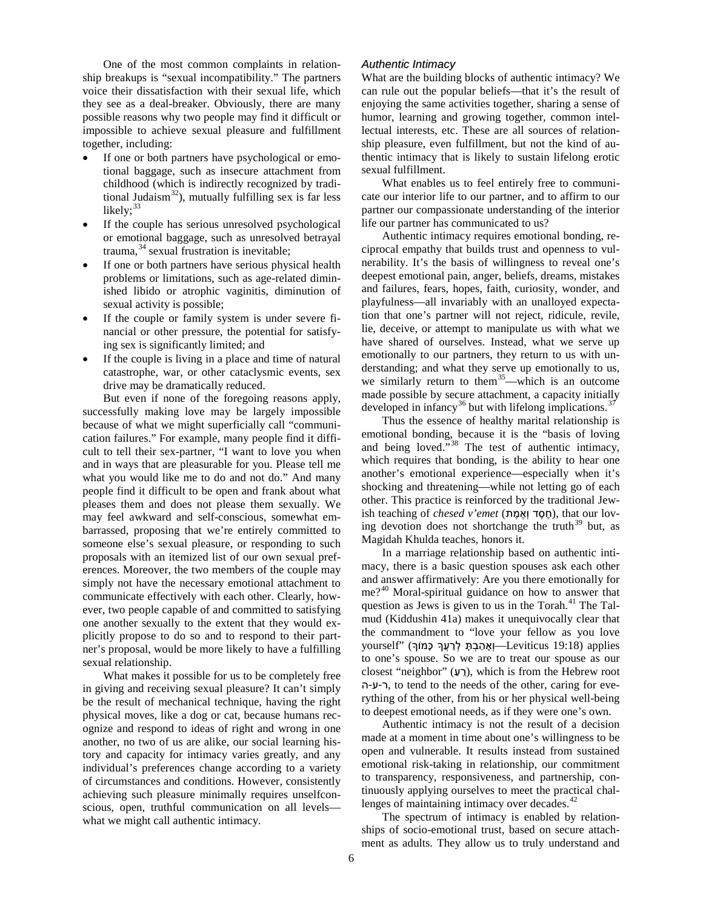One of the most common complaints in relationship breakups is "sexual incompatibility." The partners voice their dissatisfaction with their sexual life, which they see as a deal-breaker. Obviously, there are many possible reasons why two people may find it difficult or impossible to achieve sexual pleasure and fulfillment together, including:

- If one or both partners have psychological or emotional baggage, such as insecure attachment from childhood (which is indirectly recognized by traditional Judaism[32]), mutually fulfilling sex is far less likely;[33]
- If the couple has serious unresolved psychological or emotional baggage, such as unresolved betrayal trauma,[34] sexual frustration is inevitable;
- If one or both partners have serious physical health problems or limitations, such as age-related diminished libido or atrophic vaginitis, diminution of sexual activity is possible;
- If the couple or family system is under severe financial or other pressure, the potential for satisfying sex is significantly limited; and
- If the couple is living in a place and time of natural catastrophe, war, or other cataclysmic events, sex drive may be dramatically reduced.

But even if none of the foregoing reasons apply, successfully making love may be largely impossible because of what we might superficially call "communication failures." For example, many people find it difficult to tell their sex-partner, "I want to love you when and in ways that are pleasurable for you. Please tell me what you would like me to do and not do." And many people find it difficult to be open and frank about what pleases them and does not please them sexually. We may feel awkward and self-conscious, somewhat embarrassed, proposing that we're entirely committed to someone else's sexual pleasure, or responding to such proposals with an itemized list of our own sexual preferences. Moreover, the two members of the couple may simply not have the necessary emotional attachment to communicate effectively with each other. Clearly, however, two people capable of and committed to satisfying one another sexually to the extent that they would explicitly propose to do so and to respond to their partner's proposal, would be more likely to have a fulfilling sexual relationship.

What makes it possible for us to be completely free in giving and receiving sexual pleasure? It can't simply be the result of mechanical technique, having the right physical moves, like a dog or cat, because humans recognize and respond to ideas of right and wrong in one another, no two of us are alike, our social learning history and capacity for intimacy varies greatly, and any individual's preferences change according to a variety of circumstances and conditions. However, consistently achieving such pleasure minimally requires unselfconscious, open, truthful communication on all levels—what we might call authentic intimacy.

### *Authentic Intimacy*

What are the building blocks of authentic intimacy? We can rule out the popular beliefs—that it's the result of enjoying the same activities together, sharing a sense of humor, learning and growing together, common intellectual interests, etc. These are all sources of relationship pleasure, even fulfillment, but not the kind of authentic intimacy that is likely to sustain lifelong erotic sexual fulfillment.

What enables us to feel entirely free to communicate our interior life to our partner, and to affirm to our partner our compassionate understanding of the interior life our partner has communicated to us?

Authentic intimacy requires emotional bonding, reciprocal empathy that builds trust and openness to vulnerability. It's the basis of willingness to reveal one's deepest emotional pain, anger, beliefs, dreams, mistakes and failures, fears, hopes, faith, curiosity, wonder, and playfulness—all invariably with an unalloyed expectation that one's partner will not reject, ridicule, revile, lie, deceive, or attempt to manipulate us with what we have shared of ourselves. Instead, what we serve up emotionally to our partners, they return to us with understanding; and what they serve up emotionally to us, we similarly return to them[35]—which is an outcome made possible by secure attachment, a capacity initially developed in infancy[36] but with lifelong implications.[37]

Thus the essence of healthy marital relationship is emotional bonding, because it is the "basis of loving and being loved."[38] The test of authentic intimacy, which requires that bonding, is the ability to hear one another's emotional experience—especially when it's shocking and threatening—while not letting go of each other. This practice is reinforced by the traditional Jewish teaching of *chesed v'emet* (חֶסֶד וֶאֱמֶת), that our loving devotion does not shortchange the truth[39] but, as Magidah Khulda teaches, honors it.

In a marriage relationship based on authentic intimacy, there is a basic question spouses ask each other and answer affirmatively: Are you there emotionally for me?[40] Moral-spiritual guidance on how to answer that question as Jews is given to us in the Torah.[41] The Talmud (Kiddushin 41a) makes it unequivocally clear that the commandment to "love your fellow as you love yourself" (וְאָהַבְתָּ לְרֵעֲךָ כָּמוֹךָ—Leviticus 19:18) applies to one's spouse. So we are to treat our spouse as our closest "neighbor" (רֵעַ), which is from the Hebrew root ר-ע-ה, to tend to the needs of the other, caring for everything of the other, from his or her physical well-being to deepest emotional needs, as if they were one's own.

Authentic intimacy is not the result of a decision made at a moment in time about one's willingness to be open and vulnerable. It results instead from sustained emotional risk-taking in relationship, our commitment to transparency, responsiveness, and partnership, continuously applying ourselves to meet the practical challenges of maintaining intimacy over decades.[42]

The spectrum of intimacy is enabled by relationships of socio-emotional trust, based on secure attachment as adults. They allow us to truly understand and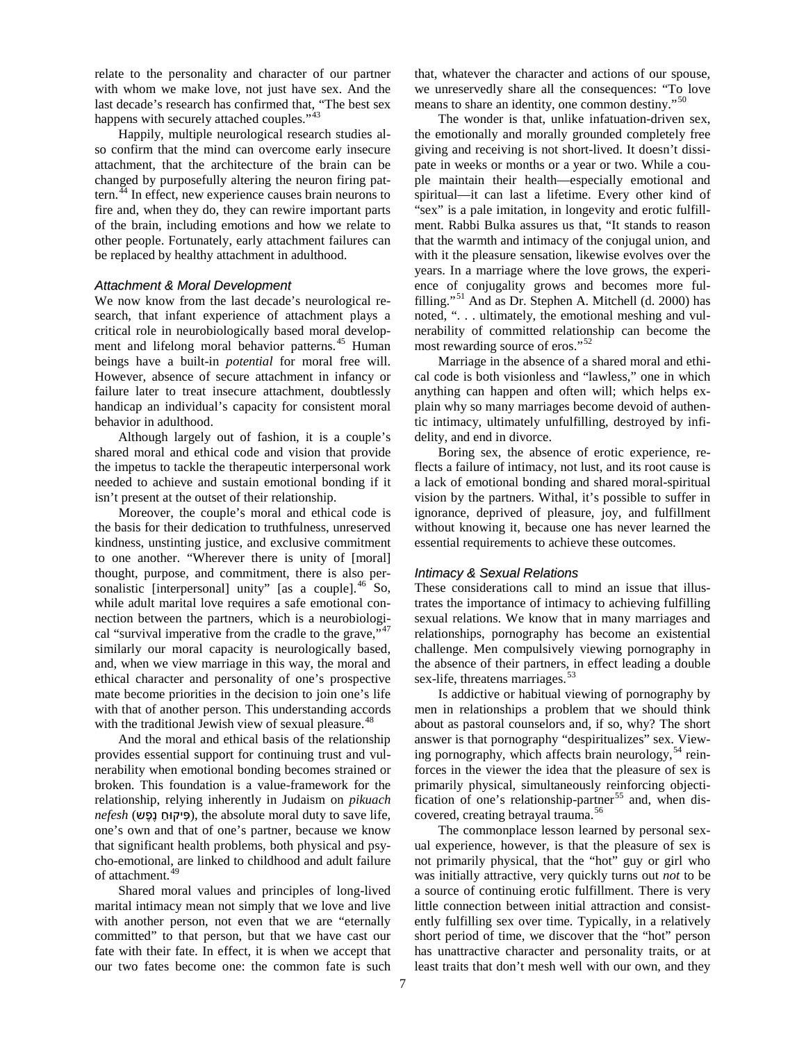relate to the personality and character of our partner with whom we make love, not just have sex. And the last decade's research has confirmed that, "The best sex happens with securely attached couples."[43]

Happily, multiple neurological research studies also confirm that the mind can overcome early insecure attachment, that the architecture of the brain can be changed by purposefully altering the neuron firing pattern.[44] In effect, new experience causes brain neurons to fire and, when they do, they can rewire important parts of the brain, including emotions and how we relate to other people. Fortunately, early attachment failures can be replaced by healthy attachment in adulthood.

### *Attachment & Moral Development*

We now know from the last decade's neurological research, that infant experience of attachment plays a critical role in neurobiologically based moral development and lifelong moral behavior patterns.[45] Human beings have a built-in *potential* for moral free will. However, absence of secure attachment in infancy or failure later to treat insecure attachment, doubtlessly handicap an individual's capacity for consistent moral behavior in adulthood.

Although largely out of fashion, it is a couple's shared moral and ethical code and vision that provide the impetus to tackle the therapeutic interpersonal work needed to achieve and sustain emotional bonding if it isn't present at the outset of their relationship.

Moreover, the couple's moral and ethical code is the basis for their dedication to truthfulness, unreserved kindness, unstinting justice, and exclusive commitment to one another. "Wherever there is unity of [moral] thought, purpose, and commitment, there is also personalistic [interpersonal] unity" [as a couple].[46] So, while adult marital love requires a safe emotional connection between the partners, which is a neurobiological "survival imperative from the cradle to the grave,"[47] similarly our moral capacity is neurologically based, and, when we view marriage in this way, the moral and ethical character and personality of one's prospective mate become priorities in the decision to join one's life with that of another person. This understanding accords with the traditional Jewish view of sexual pleasure.[48]

And the moral and ethical basis of the relationship provides essential support for continuing trust and vulnerability when emotional bonding becomes strained or broken. This foundation is a value-framework for the relationship, relying inherently in Judaism on *pikuach nefesh* (פיקוח נֶפֶש), the absolute moral duty to save life, one's own and that of one's partner, because we know that significant health problems, both physical and psycho-emotional, are linked to childhood and adult failure of attachment.[49]

Shared moral values and principles of long-lived marital intimacy mean not simply that we love and live with another person, not even that we are "eternally committed" to that person, but that we have cast our fate with their fate. In effect, it is when we accept that our two fates become one: the common fate is such that, whatever the character and actions of our spouse, we unreservedly share all the consequences: "To love means to share an identity, one common destiny."[50]

The wonder is that, unlike infatuation-driven sex, the emotionally and morally grounded completely free giving and receiving is not short-lived. It doesn't dissipate in weeks or months or a year or two. While a couple maintain their health—especially emotional and spiritual—it can last a lifetime. Every other kind of "sex" is a pale imitation, in longevity and erotic fulfillment. Rabbi Bulka assures us that, "It stands to reason that the warmth and intimacy of the conjugal union, and with it the pleasure sensation, likewise evolves over the years. In a marriage where the love grows, the experience of conjugality grows and becomes more fulfilling."[51] And as Dr. Stephen A. Mitchell (d. 2000) has noted, ". . . ultimately, the emotional meshing and vulnerability of committed relationship can become the most rewarding source of eros."[52]

Marriage in the absence of a shared moral and ethical code is both visionless and "lawless," one in which anything can happen and often will; which helps explain why so many marriages become devoid of authentic intimacy, ultimately unfulfilling, destroyed by infidelity, and end in divorce.

Boring sex, the absence of erotic experience, reflects a failure of intimacy, not lust, and its root cause is a lack of emotional bonding and shared moral-spiritual vision by the partners. Withal, it's possible to suffer in ignorance, deprived of pleasure, joy, and fulfillment without knowing it, because one has never learned the essential requirements to achieve these outcomes.

### *Intimacy & Sexual Relations*

These considerations call to mind an issue that illustrates the importance of intimacy to achieving fulfilling sexual relations. We know that in many marriages and relationships, pornography has become an existential challenge. Men compulsively viewing pornography in the absence of their partners, in effect leading a double sex-life, threatens marriages.[53]

Is addictive or habitual viewing of pornography by men in relationships a problem that we should think about as pastoral counselors and, if so, why? The short answer is that pornography "despiritualizes" sex. Viewing pornography, which affects brain neurology,[54] reinforces in the viewer the idea that the pleasure of sex is primarily physical, simultaneously reinforcing objectification of one's relationship-partner[55] and, when discovered, creating betrayal trauma.[56]

The commonplace lesson learned by personal sexual experience, however, is that the pleasure of sex is not primarily physical, that the "hot" guy or girl who was initially attractive, very quickly turns out *not* to be a source of continuing erotic fulfillment. There is very little connection between initial attraction and consistently fulfilling sex over time. Typically, in a relatively short period of time, we discover that the "hot" person has unattractive character and personality traits, or at least traits that don't mesh well with our own, and they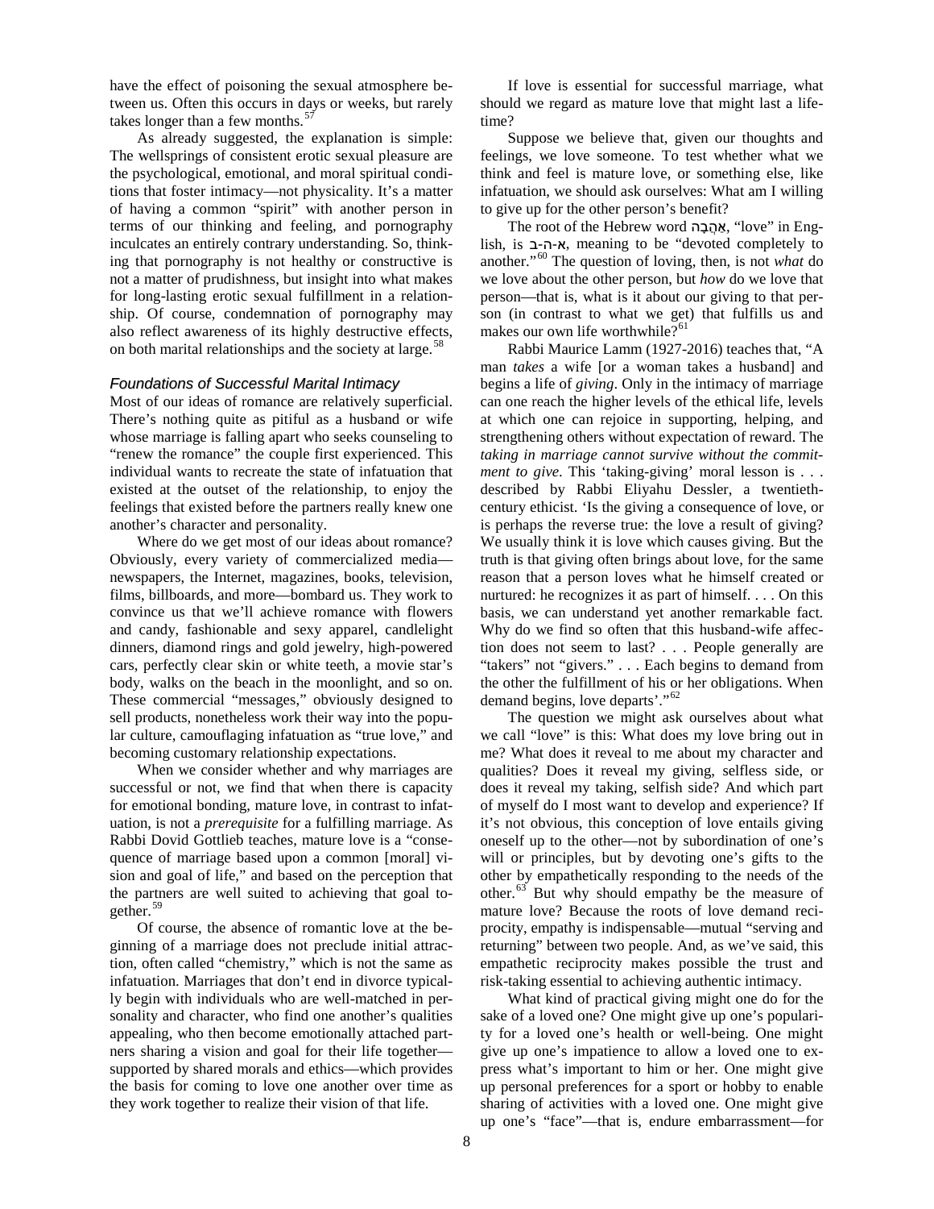have the effect of poisoning the sexual atmosphere between us. Often this occurs in days or weeks, but rarely takes longer than a few months.[57]

As already suggested, the explanation is simple: The wellsprings of consistent erotic sexual pleasure are the psychological, emotional, and moral spiritual conditions that foster intimacy—not physicality. It's a matter of having a common "spirit" with another person in terms of our thinking and feeling, and pornography inculcates an entirely contrary understanding. So, thinking that pornography is not healthy or constructive is not a matter of prudishness, but insight into what makes for long-lasting erotic sexual fulfillment in a relationship. Of course, condemnation of pornography may also reflect awareness of its highly destructive effects, on both marital relationships and the society at large.[58]

### *Foundations of Successful Marital Intimacy*

Most of our ideas of romance are relatively superficial. There's nothing quite as pitiful as a husband or wife whose marriage is falling apart who seeks counseling to "renew the romance" the couple first experienced. This individual wants to recreate the state of infatuation that existed at the outset of the relationship, to enjoy the feelings that existed before the partners really knew one another's character and personality.

Where do we get most of our ideas about romance? Obviously, every variety of commercialized media—newspapers, the Internet, magazines, books, television, films, billboards, and more—bombard us. They work to convince us that we'll achieve romance with flowers and candy, fashionable and sexy apparel, candlelight dinners, diamond rings and gold jewelry, high-powered cars, perfectly clear skin or white teeth, a movie star's body, walks on the beach in the moonlight, and so on. These commercial "messages," obviously designed to sell products, nonetheless work their way into the popular culture, camouflaging infatuation as "true love," and becoming customary relationship expectations.

When we consider whether and why marriages are successful or not, we find that when there is capacity for emotional bonding, mature love, in contrast to infatuation, is not a *prerequisite* for a fulfilling marriage. As Rabbi Dovid Gottlieb teaches, mature love is a "consequence of marriage based upon a common [moral] vision and goal of life," and based on the perception that the partners are well suited to achieving that goal together.[59]

Of course, the absence of romantic love at the beginning of a marriage does not preclude initial attraction, often called "chemistry," which is not the same as infatuation. Marriages that don't end in divorce typically begin with individuals who are well-matched in personality and character, who find one another's qualities appealing, who then become emotionally attached partners sharing a vision and goal for their life together—supported by shared morals and ethics—which provides the basis for coming to love one another over time as they work together to realize their vision of that life.

If love is essential for successful marriage, what should we regard as mature love that might last a lifetime?

Suppose we believe that, given our thoughts and feelings, we love someone. To test whether what we think and feel is mature love, or something else, like infatuation, we should ask ourselves: What am I willing to give up for the other person's benefit?

The root of the Hebrew word אַהֲבָה, "love" in English, is א-ה-ב, meaning to be "devoted completely to another."[60] The question of loving, then, is not *what* do we love about the other person, but *how* do we love that person—that is, what is it about our giving to that person (in contrast to what we get) that fulfills us and makes our own life worthwhile?[61]

Rabbi Maurice Lamm (1927-2016) teaches that, "A man *takes* a wife [or a woman takes a husband] and begins a life of *giving*. Only in the intimacy of marriage can one reach the higher levels of the ethical life, levels at which one can rejoice in supporting, helping, and strengthening others without expectation of reward. The *taking in marriage cannot survive without the commitment to give*. This 'taking-giving' moral lesson is . . . described by Rabbi Eliyahu Dessler, a twentieth-century ethicist. 'Is the giving a consequence of love, or is perhaps the reverse true: the love a result of giving? We usually think it is love which causes giving. But the truth is that giving often brings about love, for the same reason that a person loves what he himself created or nurtured: he recognizes it as part of himself. . . . On this basis, we can understand yet another remarkable fact. Why do we find so often that this husband-wife affection does not seem to last? . . . People generally are "takers" not "givers." . . . Each begins to demand from the other the fulfillment of his or her obligations. When demand begins, love departs'."[62]

The question we might ask ourselves about what we call "love" is this: What does my love bring out in me? What does it reveal to me about my character and qualities? Does it reveal my giving, selfless side, or does it reveal my taking, selfish side? And which part of myself do I most want to develop and experience? If it's not obvious, this conception of love entails giving oneself up to the other—not by subordination of one's will or principles, but by devoting one's gifts to the other by empathetically responding to the needs of the other.[63] But why should empathy be the measure of mature love? Because the roots of love demand reciprocity, empathy is indispensable—mutual "serving and returning" between two people. And, as we've said, this empathetic reciprocity makes possible the trust and risk-taking essential to achieving authentic intimacy.

What kind of practical giving might one do for the sake of a loved one? One might give up one's popularity for a loved one's health or well-being. One might give up one's impatience to allow a loved one to express what's important to him or her. One might give up personal preferences for a sport or hobby to enable sharing of activities with a loved one. One might give up one's "face"—that is, endure embarrassment—for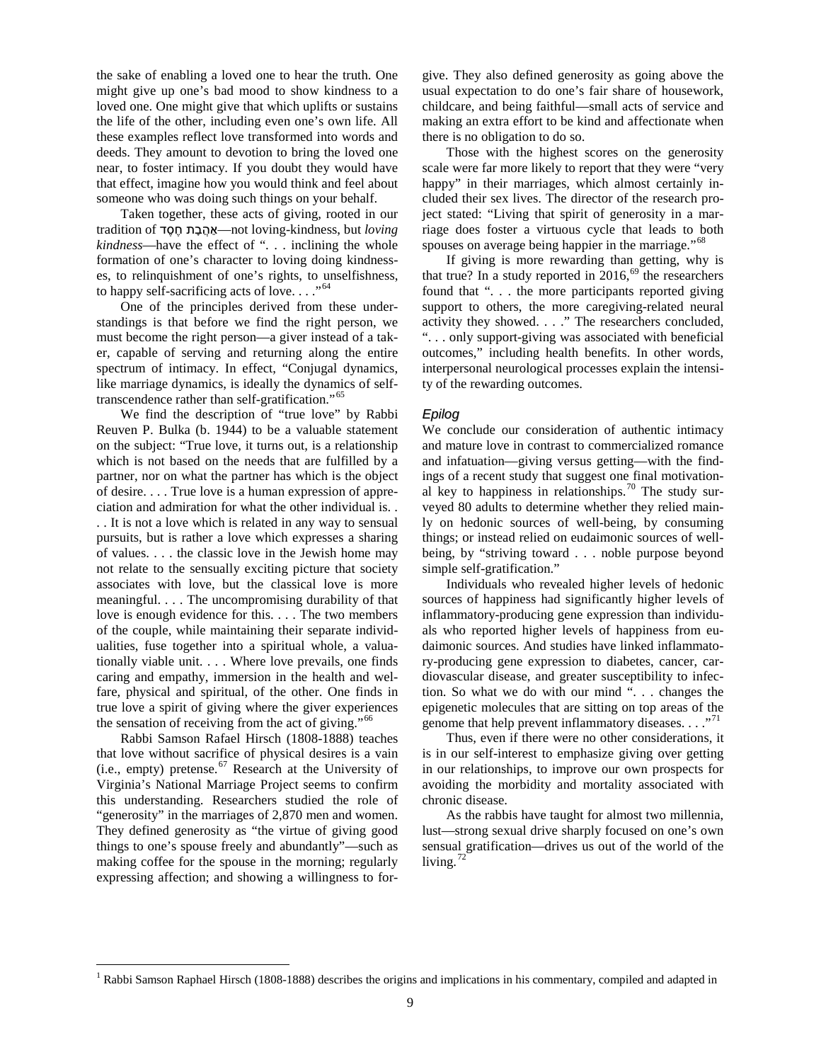the sake of enabling a loved one to hear the truth. One might give up one's bad mood to show kindness to a loved one. One might give that which uplifts or sustains the life of the other, including even one's own life. All these examples reflect love transformed into words and deeds. They amount to devotion to bring the loved one near, to foster intimacy. If you doubt they would have that effect, imagine how you would think and feel about someone who was doing such things on your behalf.

Taken together, these acts of giving, rooted in our tradition of אַהֲבַת חֶסֶד—not loving-kindness, but *loving kindness*—have the effect of ". . . inclining the whole formation of one's character to loving doing kindnesses, to relinquishment of one's rights, to unselfishness, to happy self-sacrificing acts of love. . . ."[64]

One of the principles derived from these understandings is that before we find the right person, we must become the right person—a giver instead of a taker, capable of serving and returning along the entire spectrum of intimacy. In effect, "Conjugal dynamics, like marriage dynamics, is ideally the dynamics of self-transcendence rather than self-gratification."[65]

We find the description of "true love" by Rabbi Reuven P. Bulka (b. 1944) to be a valuable statement on the subject: "True love, it turns out, is a relationship which is not based on the needs that are fulfilled by a partner, nor on what the partner has which is the object of desire. . . . True love is a human expression of appreciation and admiration for what the other individual is. . . . It is not a love which is related in any way to sensual pursuits, but is rather a love which expresses a sharing of values. . . . the classic love in the Jewish home may not relate to the sensually exciting picture that society associates with love, but the classical love is more meaningful. . . . The uncompromising durability of that love is enough evidence for this. . . . The two members of the couple, while maintaining their separate individualities, fuse together into a spiritual whole, a valuationally viable unit. . . . Where love prevails, one finds caring and empathy, immersion in the health and welfare, physical and spiritual, of the other. One finds in true love a spirit of giving where the giver experiences the sensation of receiving from the act of giving."[66]

Rabbi Samson Rafael Hirsch (1808-1888) teaches that love without sacrifice of physical desires is a vain (i.e., empty) pretense.[67] Research at the University of Virginia's National Marriage Project seems to confirm this understanding. Researchers studied the role of "generosity" in the marriages of 2,870 men and women. They defined generosity as "the virtue of giving good things to one's spouse freely and abundantly"—such as making coffee for the spouse in the morning; regularly expressing affection; and showing a willingness to forgive. They also defined generosity as going above the usual expectation to do one's fair share of housework, childcare, and being faithful—small acts of service and making an extra effort to be kind and affectionate when there is no obligation to do so.

Those with the highest scores on the generosity scale were far more likely to report that they were "very happy" in their marriages, which almost certainly included their sex lives. The director of the research project stated: "Living that spirit of generosity in a marriage does foster a virtuous cycle that leads to both spouses on average being happier in the marriage."[68]

If giving is more rewarding than getting, why is that true? In a study reported in 2016,[69] the researchers found that ". . . the more participants reported giving support to others, the more caregiving-related neural activity they showed. . . ." The researchers concluded, ". . . only support-giving was associated with beneficial outcomes," including health benefits. In other words, interpersonal neurological processes explain the intensity of the rewarding outcomes.

### *Epilog*

We conclude our consideration of authentic intimacy and mature love in contrast to commercialized romance and infatuation—giving versus getting—with the findings of a recent study that suggest one final motivational key to happiness in relationships.[70] The study surveyed 80 adults to determine whether they relied mainly on hedonic sources of well-being, by consuming things; or instead relied on eudaimonic sources of well-being, by "striving toward . . . noble purpose beyond simple self-gratification."

Individuals who revealed higher levels of hedonic sources of happiness had significantly higher levels of inflammatory-producing gene expression than individuals who reported higher levels of happiness from eudaimonic sources. And studies have linked inflammatory-producing gene expression to diabetes, cancer, cardiovascular disease, and greater susceptibility to infection. So what we do with our mind ". . . changes the epigenetic molecules that are sitting on top areas of the genome that help prevent inflammatory diseases. . . ."[71]

Thus, even if there were no other considerations, it is in our self-interest to emphasize giving over getting in our relationships, to improve our own prospects for avoiding the morbidity and mortality associated with chronic disease.

As the rabbis have taught for almost two millennia, lust—strong sexual drive sharply focused on one's own sensual gratification—drives us out of the world of the living.[72]

---

[1] Rabbi Samson Raphael Hirsch (1808-1888) describes the origins and implications in his commentary, compiled and adapted in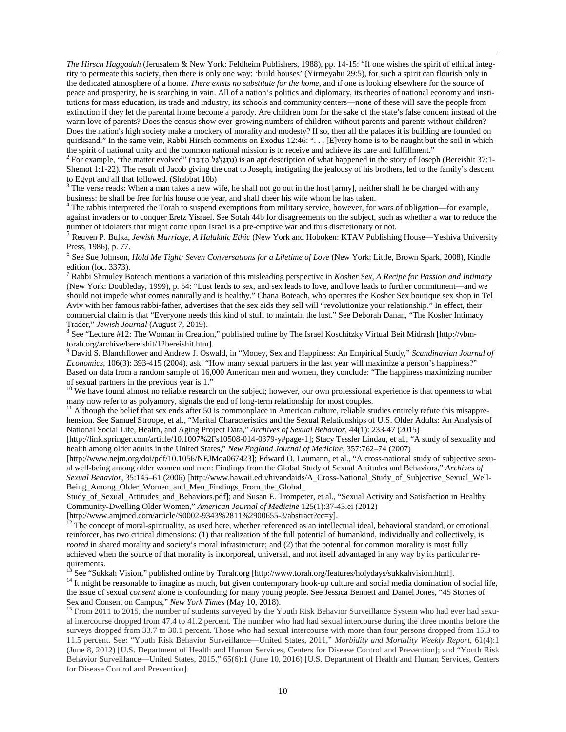*The Hirsch Haggadah* (Jerusalem & New York: Feldheim Publishers, 1988), pp. 14-15: "If one wishes the spirit of ethical integrity to permeate this society, then there is only one way: 'build houses' (Yirmeyahu 29:5), for such a spirit can flourish only in the dedicated atmosphere of a home. *There exists no substitute for the home*, and if one is looking elsewhere for the source of peace and prosperity, he is searching in vain. All of a nation's politics and diplomacy, its theories of national economy and institutions for mass education, its trade and industry, its schools and community centers—none of these will save the people from extinction if they let the parental home become a parody. Are children born for the sake of the state's false concern instead of the warm love of parents? Does the census show ever-growing numbers of children without parents and parents without children? Does the nation's high society make a mockery of morality and modesty? If so, then all the palaces it is building are founded on quicksand." In the same vein, Rabbi Hirsch comments on Exodus 12:46: ". . . [E]very home is to be naught but the soil in which the spirit of national unity and the common national mission is to receive and achieve its care and fulfillment."

[2] For example, "the matter evolved" (נִתְגַלְגֵּל הַדָּבָר) is an apt description of what happened in the story of Joseph (Bereishit 37:1-Shemot 1:1-22). The result of Jacob giving the coat to Joseph, instigating the jealousy of his brothers, led to the family's descent to Egypt and all that followed. (Shabbat 10b)

[3] The verse reads: When a man takes a new wife, he shall not go out in the host [army], neither shall he be charged with any business: he shall be free for his house one year, and shall cheer his wife whom he has taken.

[4] The rabbis interpreted the Torah to suspend exemptions from military service, however, for wars of obligation—for example, against invaders or to conquer Eretz Yisrael. See Sotah 44b for disagreements on the subject, such as whether a war to reduce the number of idolaters that might come upon Israel is a pre-emptive war and thus discretionary or not.

[5] Reuven P. Bulka, *Jewish Marriage, A Halakhic Ethic* (New York and Hoboken: KTAV Publishing House—Yeshiva University Press, 1986), p. 77.

[6] See Sue Johnson, *Hold Me Tight: Seven Conversations for a Lifetime of Love* (New York: Little, Brown Spark, 2008), Kindle edition (loc. 3373).

[7] Rabbi Shmuley Boteach mentions a variation of this misleading perspective in *Kosher Sex, A Recipe for Passion and Intimacy* (New York: Doubleday, 1999), p. 54: "Lust leads to sex, and sex leads to love, and love leads to further commitment—and we should not impede what comes naturally and is healthy." Chana Boteach, who operates the Kosher Sex boutique sex shop in Tel Aviv with her famous rabbi-father, advertises that the sex aids they sell will "revolutionize your relationship." In effect, their commercial claim is that "Everyone needs this kind of stuff to maintain the lust." See Deborah Danan, "The Kosher Intimacy Trader," *Jewish Journal* (August 7, 2019).

[8] See "Lecture #12: The Woman in Creation," published online by The Israel Koschitzky Virtual Beit Midrash [http://vbm-torah.org/archive/bereishit/12bereishit.htm].

[9] David S. Blanchflower and Andrew J. Oswald, in "Money, Sex and Happiness: An Empirical Study," *Scandinavian Journal of Economics*, 106(3): 393-415 (2004), ask: "How many sexual partners in the last year will maximize a person's happiness?" Based on data from a random sample of 16,000 American men and women, they conclude: "The happiness maximizing number of sexual partners in the previous year is 1."

[10] We have found almost no reliable research on the subject; however, our own professional experience is that openness to what many now refer to as polyamory, signals the end of long-term relationship for most couples.

[11] Although the belief that sex ends after 50 is commonplace in American culture, reliable studies entirely refute this misapprehension. See Samuel Stroope, et al., "Marital Characteristics and the Sexual Relationships of U.S. Older Adults: An Analysis of National Social Life, Health, and Aging Project Data," *Archives of Sexual Behavior*, 44(1): 233-47 (2015) [http://link.springer.com/article/10.1007%2Fs10508-014-0379-y#page-1]; Stacy Tessler Lindau, et al., "A study of sexuality and health among older adults in the United States," *New England Journal of Medicine*, 357:762–74 (2007) [http://www.nejm.org/doi/pdf/10.1056/NEJMoa067423]; Edward O. Laumann, et al., "A cross-national study of subjective sexual well-being among older women and men: Findings from the Global Study of Sexual Attitudes and Behaviors," *Archives of Sexual Behavior*, 35:145–61 (2006) [http://www.hawaii.edu/hivandaids/A_Cross-National_Study_of_Subjective_Sexual_Well-Being_Among_Older_Women_and_Men_Findings_From_the_Global_Study_of_Sexual_Attitudes_and_Behaviors.pdf]; and Susan E. Trompeter, et al., "Sexual Activity and Satisfaction in Healthy Community-Dwelling Older Women," *American Journal of Medicine* 125(1):37-43.ei (2012) [http://www.amjmed.com/article/S0002-9343%2811%2900655-3/abstract?cc=y].

[12] The concept of moral-spirituality, as used here, whether referenced as an intellectual ideal, behavioral standard, or emotional reinforcer, has two critical dimensions: (1) that realization of the full potential of humankind, individually and collectively, is *rooted* in shared morality and society's moral infrastructure; and (2) that the potential for common morality is most fully achieved when the source of that morality is incorporeal, universal, and not itself advantaged in any way by its particular requirements.

[13] See "Sukkah Vision," published online by Torah.org [http://www.torah.org/features/holydays/sukkahvision.html].

[14] It might be reasonable to imagine as much, but given contemporary hook-up culture and social media domination of social life, the issue of sexual *consent* alone is confounding for many young people. See Jessica Bennett and Daniel Jones, "45 Stories of Sex and Consent on Campus," *New York Times* (May 10, 2018).

[15] From 2011 to 2015, the number of students surveyed by the Youth Risk Behavior Surveillance System who had ever had sexual intercourse dropped from 47.4 to 41.2 percent. The number who had had sexual intercourse during the three months before the surveys dropped from 33.7 to 30.1 percent. Those who had sexual intercourse with more than four persons dropped from 15.3 to 11.5 percent. See: "Youth Risk Behavior Surveillance—United States, 2011," *Morbidity and Mortality Weekly Report*, 61(4):1 (June 8, 2012) [U.S. Department of Health and Human Services, Centers for Disease Control and Prevention]; and "Youth Risk Behavior Surveillance—United States, 2015," 65(6):1 (June 10, 2016) [U.S. Department of Health and Human Services, Centers for Disease Control and Prevention].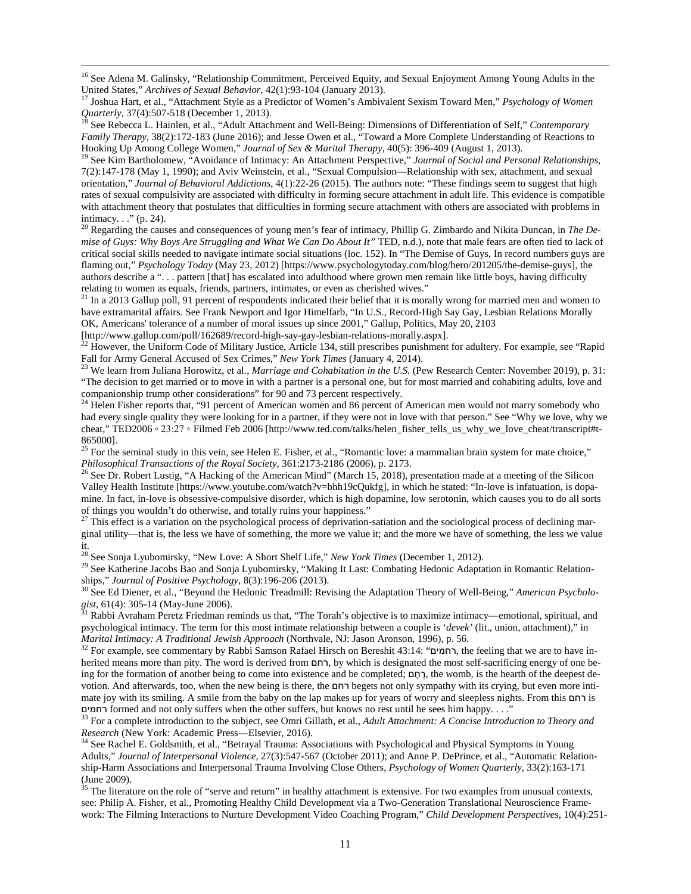[16] See Adena M. Galinsky, "Relationship Commitment, Perceived Equity, and Sexual Enjoyment Among Young Adults in the United States," *Archives of Sexual Behavior*, 42(1):93-104 (January 2013).

[17] Joshua Hart, et al., "Attachment Style as a Predictor of Women's Ambivalent Sexism Toward Men," *Psychology of Women Quarterly*, 37(4):507-518 (December 1, 2013).

[18] See Rebecca L. Hainlen, et al., "Adult Attachment and Well-Being: Dimensions of Differentiation of Self," *Contemporary Family Therapy*, 38(2):172-183 (June 2016); and Jesse Owen et al., "Toward a More Complete Understanding of Reactions to Hooking Up Among College Women," *Journal of Sex & Marital Therapy*, 40(5): 396-409 (August 1, 2013).

[19] See Kim Bartholomew, "Avoidance of Intimacy: An Attachment Perspective," *Journal of Social and Personal Relationships*, 7(2):147-178 (May 1, 1990); and Aviv Weinstein, et al., "Sexual Compulsion—Relationship with sex, attachment, and sexual orientation," *Journal of Behavioral Addictions*, 4(1):22-26 (2015). The authors note: "These findings seem to suggest that high rates of sexual compulsivity are associated with difficulty in forming secure attachment in adult life. This evidence is compatible with attachment theory that postulates that difficulties in forming secure attachment with others are associated with problems in intimacy. . ." (p. 24).

[20] Regarding the causes and consequences of young men's fear of intimacy, Phillip G. Zimbardo and Nikita Duncan, in *The Demise of Guys: Why Boys Are Struggling and What We Can Do About It"* TED, n.d.), note that male fears are often tied to lack of critical social skills needed to navigate intimate social situations (loc. 152). In "The Demise of Guys, In record numbers guys are flaming out," *Psychology Today* (May 23, 2012) [https://www.psychologytoday.com/blog/hero/201205/the-demise-guys], the authors describe a ". . . pattern [that] has escalated into adulthood where grown men remain like little boys, having difficulty relating to women as equals, friends, partners, intimates, or even as cherished wives."

[21] In a 2013 Gallup poll, 91 percent of respondents indicated their belief that it is morally wrong for married men and women to have extramarital affairs. See Frank Newport and Igor Himelfarb, "In U.S., Record-High Say Gay, Lesbian Relations Morally OK, Americans' tolerance of a number of moral issues up since 2001," Gallup, Politics, May 20, 2103 [http://www.gallup.com/poll/162689/record-high-say-gay-lesbian-relations-morally.aspx].

[22] However, the Uniform Code of Military Justice, Article 134, still prescribes punishment for adultery. For example, see "Rapid Fall for Army General Accused of Sex Crimes," *New York Times* (January 4, 2014).

[23] We learn from Juliana Horowitz, et al., *Marriage and Cohabitation in the U.S.* (Pew Research Center: November 2019), p. 31: "The decision to get married or to move in with a partner is a personal one, but for most married and cohabiting adults, love and companionship trump other considerations" for 90 and 73 percent respectively.

[24] Helen Fisher reports that, "91 percent of American women and 86 percent of American men would not marry somebody who had every single quality they were looking for in a partner, if they were not in love with that person." See "Why we love, why we cheat," TED2006 ◦ 23:27 ◦ Filmed Feb 2006 [http://www.ted.com/talks/helen_fisher_tells_us_why_we_love_cheat/transcript#t-865000].

[25] For the seminal study in this vein, see Helen E. Fisher, et al., "Romantic love: a mammalian brain system for mate choice," *Philosophical Transactions of the Royal Society*, 361:2173-2186 (2006), p. 2173.

[26] See Dr. Robert Lustig, "A Hacking of the American Mind" (March 15, 2018), presentation made at a meeting of the Silicon Valley Health Institute [https://www.youtube.com/watch?v=bhh19cQukfg], in which he stated: "In-love is infatuation, is dopamine. In fact, in-love is obsessive-compulsive disorder, which is high dopamine, low serotonin, which causes you to do all sorts of things you wouldn't do otherwise, and totally ruins your happiness."

[27] This effect is a variation on the psychological process of deprivation-satiation and the sociological process of declining marginal utility—that is, the less we have of something, the more we value it; and the more we have of something, the less we value it.

[28] See Sonja Lyubomirsky, "New Love: A Short Shelf Life," *New York Times* (December 1, 2012).

[29] See Katherine Jacobs Bao and Sonja Lyubomirsky, "Making It Last: Combating Hedonic Adaptation in Romantic Relationships," *Journal of Positive Psychology*, 8(3):196-206 (2013).

[30] See Ed Diener, et al., "Beyond the Hedonic Treadmill: Revising the Adaptation Theory of Well-Being," *American Psychologist*, 61(4): 305-14 (May-June 2006).

[31] Rabbi Avraham Peretz Friedman reminds us that, "The Torah's objective is to maximize intimacy—emotional, spiritual, and psychological intimacy. The term for this most intimate relationship between a couple is '*devek*' (lit., union, attachment)," in *Marital Intimacy: A Traditional Jewish Approach* (Northvale, NJ: Jason Aronson, 1996), p. 56.

[32] For example, see commentary by Rabbi Samson Rafael Hirsch on Bereshit 43:14: "רחמים, the feeling that we are to have inherited means more than pity. The word is derived from רחם, by which is designated the most self-sacrificing energy of one being for the formation of another being to come into existence and be completed; רֶחֶם, the womb, is the hearth of the deepest devotion. And afterwards, too, when the new being is there, the רחם begets not only sympathy with its crying, but even more intimate joy with its smiling. A smile from the baby on the lap makes up for years of worry and sleepless nights. From this רחם is רחמים formed and not only suffers when the other suffers, but knows no rest until he sees him happy. . . ."

[33] For a complete introduction to the subject, see Omri Gillath, et al., *Adult Attachment: A Concise Introduction to Theory and Research* (New York: Academic Press—Elsevier, 2016).

[34] See Rachel E. Goldsmith, et al., "Betrayal Trauma: Associations with Psychological and Physical Symptoms in Young Adults," *Journal of Interpersonal Violence*, 27(3):547-567 (October 2011); and Anne P. DePrince, et al., "Automatic Relationship-Harm Associations and Interpersonal Trauma Involving Close Others, *Psychology of Women Quarterly*, 33(2):163-171 (June 2009).

[35] The literature on the role of "serve and return" in healthy attachment is extensive. For two examples from unusual contexts, see: Philip A. Fisher, et al., Promoting Healthy Child Development via a Two-Generation Translational Neuroscience Framework: The Filming Interactions to Nurture Development Video Coaching Program," *Child Development Perspectives*, 10(4):251-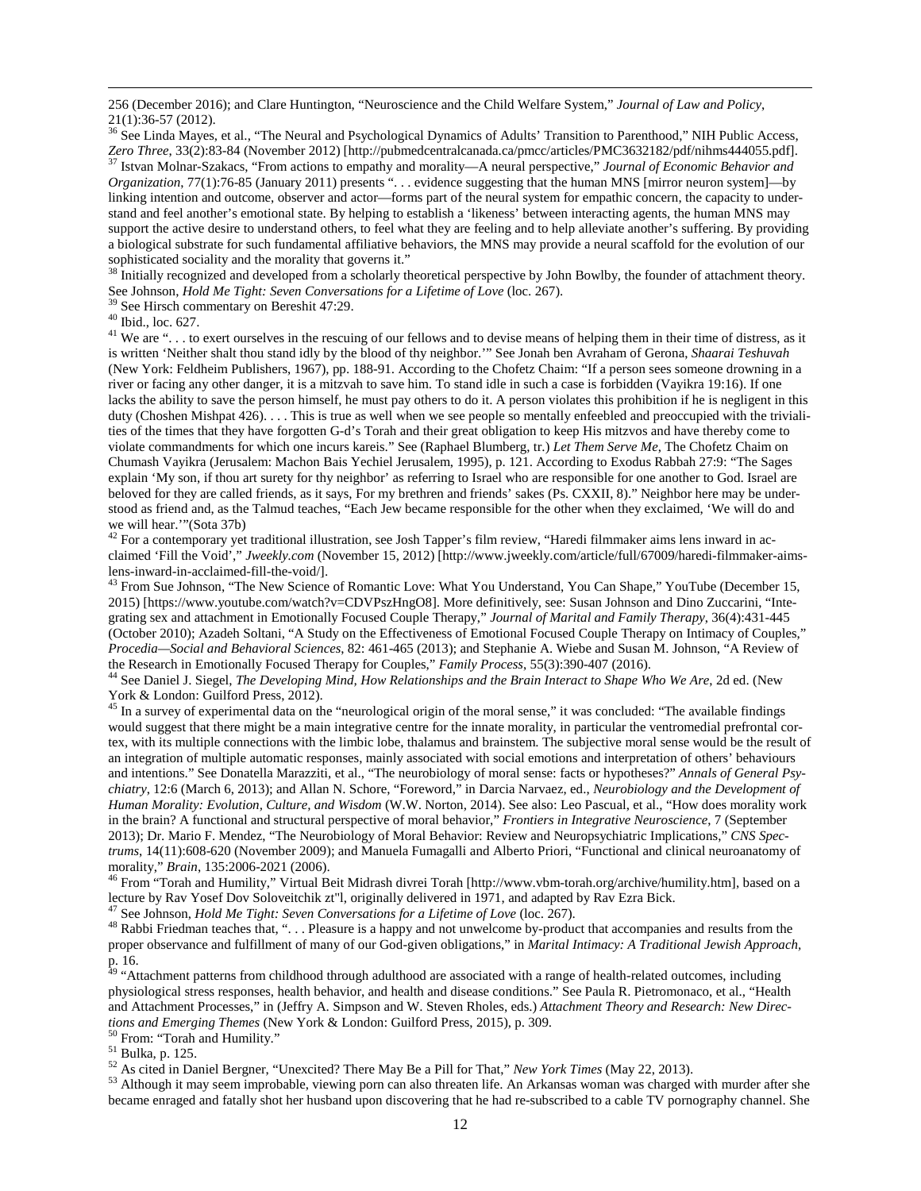256 (December 2016); and Clare Huntington, "Neuroscience and the Child Welfare System," *Journal of Law and Policy*, 21(1):36-57 (2012).

[36] See Linda Mayes, et al., "The Neural and Psychological Dynamics of Adults' Transition to Parenthood," NIH Public Access, *Zero Three*, 33(2):83-84 (November 2012) [http://pubmedcentralcanada.ca/pmcc/articles/PMC3632182/pdf/nihms444055.pdf].

[37] Istvan Molnar-Szakacs, "From actions to empathy and morality—A neural perspective," *Journal of Economic Behavior and Organization*, 77(1):76-85 (January 2011) presents ". . . evidence suggesting that the human MNS [mirror neuron system]—by linking intention and outcome, observer and actor—forms part of the neural system for empathic concern, the capacity to understand and feel another's emotional state. By helping to establish a 'likeness' between interacting agents, the human MNS may support the active desire to understand others, to feel what they are feeling and to help alleviate another's suffering. By providing a biological substrate for such fundamental affiliative behaviors, the MNS may provide a neural scaffold for the evolution of our sophisticated sociality and the morality that governs it."

[38] Initially recognized and developed from a scholarly theoretical perspective by John Bowlby, the founder of attachment theory. See Johnson, *Hold Me Tight: Seven Conversations for a Lifetime of Love* (loc. 267).

[39] See Hirsch commentary on Bereshit 47:29.

[40] Ibid., loc. 627.

[41] We are ". . . to exert ourselves in the rescuing of our fellows and to devise means of helping them in their time of distress, as it is written 'Neither shalt thou stand idly by the blood of thy neighbor.'" See Jonah ben Avraham of Gerona, *Shaarai Teshuvah* (New York: Feldheim Publishers, 1967), pp. 188-91. According to the Chofetz Chaim: "If a person sees someone drowning in a river or facing any other danger, it is a mitzvah to save him. To stand idle in such a case is forbidden (Vayikra 19:16). If one lacks the ability to save the person himself, he must pay others to do it. A person violates this prohibition if he is negligent in this duty (Choshen Mishpat 426). . . . This is true as well when we see people so mentally enfeebled and preoccupied with the trivialities of the times that they have forgotten G-d's Torah and their great obligation to keep His mitzvos and have thereby come to violate commandments for which one incurs kareis." See (Raphael Blumberg, tr.) *Let Them Serve Me*, The Chofetz Chaim on Chumash Vayikra (Jerusalem: Machon Bais Yechiel Jerusalem, 1995), p. 121. According to Exodus Rabbah 27:9: "The Sages explain 'My son, if thou art surety for thy neighbor' as referring to Israel who are responsible for one another to God. Israel are beloved for they are called friends, as it says, For my brethren and friends' sakes (Ps. CXXII, 8)." Neighbor here may be understood as friend and, as the Talmud teaches, "Each Jew became responsible for the other when they exclaimed, 'We will do and we will hear.'"(Sota 37b)

[42] For a contemporary yet traditional illustration, see Josh Tapper's film review, "Haredi filmmaker aims lens inward in acclaimed 'Fill the Void'," *Jweekly.com* (November 15, 2012) [http://www.jweekly.com/article/full/67009/haredi-filmmaker-aims-lens-inward-in-acclaimed-fill-the-void/].

[43] From Sue Johnson, "The New Science of Romantic Love: What You Understand, You Can Shape," YouTube (December 15, 2015) [https://www.youtube.com/watch?v=CDVPszHngO8]. More definitively, see: Susan Johnson and Dino Zuccarini, "Integrating sex and attachment in Emotionally Focused Couple Therapy," *Journal of Marital and Family Therapy*, 36(4):431-445 (October 2010); Azadeh Soltani, "A Study on the Effectiveness of Emotional Focused Couple Therapy on Intimacy of Couples," *Procedia—Social and Behavioral Sciences*, 82: 461-465 (2013); and Stephanie A. Wiebe and Susan M. Johnson, "A Review of the Research in Emotionally Focused Therapy for Couples," *Family Process*, 55(3):390-407 (2016).

[44] See Daniel J. Siegel, *The Developing Mind, How Relationships and the Brain Interact to Shape Who We Are*, 2d ed. (New York & London: Guilford Press, 2012).

[45] In a survey of experimental data on the "neurological origin of the moral sense," it was concluded: "The available findings would suggest that there might be a main integrative centre for the innate morality, in particular the ventromedial prefrontal cortex, with its multiple connections with the limbic lobe, thalamus and brainstem. The subjective moral sense would be the result of an integration of multiple automatic responses, mainly associated with social emotions and interpretation of others' behaviours and intentions." See Donatella Marazziti, et al., "The neurobiology of moral sense: facts or hypotheses?" *Annals of General Psychiatry*, 12:6 (March 6, 2013); and Allan N. Schore, "Foreword," in Darcia Narvaez, ed., *Neurobiology and the Development of Human Morality: Evolution, Culture, and Wisdom* (W.W. Norton, 2014). See also: Leo Pascual, et al., "How does morality work in the brain? A functional and structural perspective of moral behavior," *Frontiers in Integrative Neuroscience*, 7 (September 2013); Dr. Mario F. Mendez, "The Neurobiology of Moral Behavior: Review and Neuropsychiatric Implications," *CNS Spectrums*, 14(11):608-620 (November 2009); and Manuela Fumagalli and Alberto Priori, "Functional and clinical neuroanatomy of morality," *Brain*, 135:2006-2021 (2006).

[46] From "Torah and Humility," Virtual Beit Midrash divrei Torah [http://www.vbm-torah.org/archive/humility.htm], based on a lecture by Rav Yosef Dov Soloveitchik zt"l, originally delivered in 1971, and adapted by Rav Ezra Bick.

[47] See Johnson, *Hold Me Tight: Seven Conversations for a Lifetime of Love* (loc. 267).

[48] Rabbi Friedman teaches that, ". . . Pleasure is a happy and not unwelcome by-product that accompanies and results from the proper observance and fulfillment of many of our God-given obligations," in *Marital Intimacy: A Traditional Jewish Approach*, p. 16.

[49] "Attachment patterns from childhood through adulthood are associated with a range of health-related outcomes, including physiological stress responses, health behavior, and health and disease conditions." See Paula R. Pietromonaco, et al., "Health and Attachment Processes," in (Jeffry A. Simpson and W. Steven Rholes, eds.) *Attachment Theory and Research: New Directions and Emerging Themes* (New York & London: Guilford Press, 2015), p. 309.

[50] From: "Torah and Humility."

[51] Bulka, p. 125.

[52] As cited in Daniel Bergner, "Unexcited? There May Be a Pill for That," *New York Times* (May 22, 2013).

[53] Although it may seem improbable, viewing porn can also threaten life. An Arkansas woman was charged with murder after she became enraged and fatally shot her husband upon discovering that he had re-subscribed to a cable TV pornography channel. She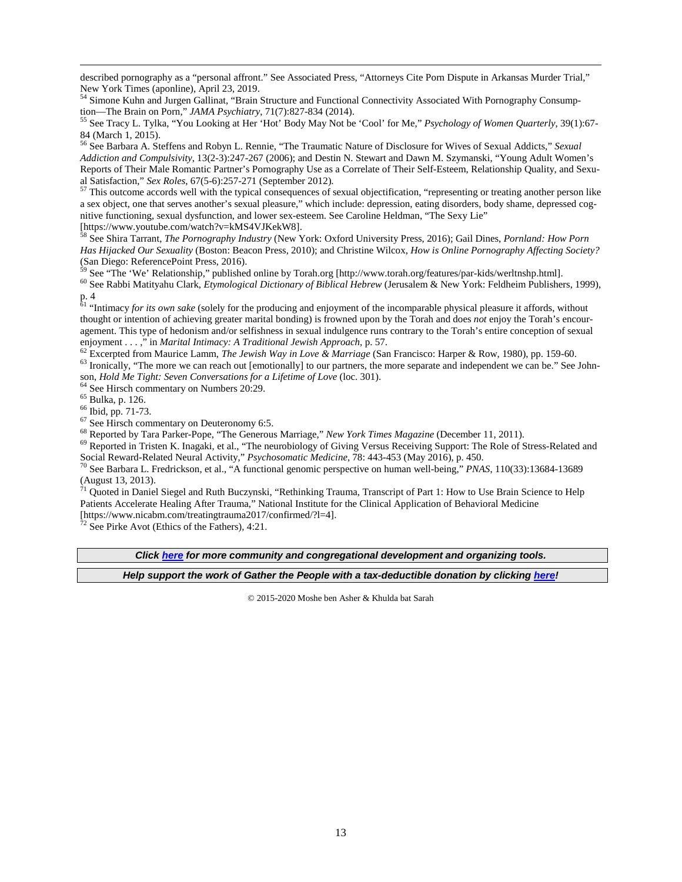described pornography as a "personal affront." See Associated Press, "Attorneys Cite Porn Dispute in Arkansas Murder Trial," New York Times (aponline), April 23, 2019.

[54] Simone Kuhn and Jurgen Gallinat, "Brain Structure and Functional Connectivity Associated With Pornography Consumption—The Brain on Porn," *JAMA Psychiatry*, 71(7):827-834 (2014).

[55] See Tracy L. Tylka, "You Looking at Her 'Hot' Body May Not be 'Cool' for Me," *Psychology of Women Quarterly*, 39(1):67-84 (March 1, 2015).

[56] See Barbara A. Steffens and Robyn L. Rennie, "The Traumatic Nature of Disclosure for Wives of Sexual Addicts," *Sexual Addiction and Compulsivity*, 13(2-3):247-267 (2006); and Destin N. Stewart and Dawn M. Szymanski, "Young Adult Women's Reports of Their Male Romantic Partner's Pornography Use as a Correlate of Their Self-Esteem, Relationship Quality, and Sexual Satisfaction," *Sex Roles*, 67(5-6):257-271 (September 2012).

[57] This outcome accords well with the typical consequences of sexual objectification, "representing or treating another person like a sex object, one that serves another's sexual pleasure," which include: depression, eating disorders, body shame, depressed cognitive functioning, sexual dysfunction, and lower sex-esteem. See Caroline Heldman, "The Sexy Lie" [https://www.youtube.com/watch?v=kMS4VJKekW8].

[58] See Shira Tarrant, *The Pornography Industry* (New York: Oxford University Press, 2016); Gail Dines, *Pornland: How Porn Has Hijacked Our Sexuality* (Boston: Beacon Press, 2010); and Christine Wilcox, *How is Online Pornography Affecting Society?* (San Diego: ReferencePoint Press, 2016).

[59] See "The 'We' Relationship," published online by Torah.org [http://www.torah.org/features/par-kids/werltnshp.html].

[60] See Rabbi Matityahu Clark, *Etymological Dictionary of Biblical Hebrew* (Jerusalem & New York: Feldheim Publishers, 1999), p. 4

[61] "Intimacy *for its own sake* (solely for the producing and enjoyment of the incomparable physical pleasure it affords, without thought or intention of achieving greater marital bonding) is frowned upon by the Torah and does *not* enjoy the Torah's encouragement. This type of hedonism and/or selfishness in sexual indulgence runs contrary to the Torah's entire conception of sexual enjoyment . . . ," in *Marital Intimacy: A Traditional Jewish Approach*, p. 57.

[62] Excerpted from Maurice Lamm, *The Jewish Way in Love & Marriage* (San Francisco: Harper & Row, 1980), pp. 159-60.

[63] Ironically, "The more we can reach out [emotionally] to our partners, the more separate and independent we can be." See Johnson, *Hold Me Tight: Seven Conversations for a Lifetime of Love* (loc. 301).

[64] See Hirsch commentary on Numbers 20:29.

[65] Bulka, p. 126.

[66] Ibid, pp. 71-73.

[67] See Hirsch commentary on Deuteronomy 6:5.

[68] Reported by Tara Parker-Pope, "The Generous Marriage," *New York Times Magazine* (December 11, 2011).

[69] Reported in Tristen K. Inagaki, et al., "The neurobiology of Giving Versus Receiving Support: The Role of Stress-Related and Social Reward-Related Neural Activity," *Psychosomatic Medicine*, 78: 443-453 (May 2016), p. 450.

[70] See Barbara L. Fredrickson, et al., "A functional genomic perspective on human well-being," *PNAS*, 110(33):13684-13689 (August 13, 2013).

[71] Quoted in Daniel Siegel and Ruth Buczynski, "Rethinking Trauma, Transcript of Part 1: How to Use Brain Science to Help Patients Accelerate Healing After Trauma," National Institute for the Clinical Application of Behavioral Medicine [https://www.nicabm.com/treatingtrauma2017/confirmed/?l=4].

[72] See Pirke Avot (Ethics of the Fathers), 4:21.

***Click here for more community and congregational development and organizing tools.***

***Help support the work of Gather the People with a tax-deductible donation by clicking here!***

© 2015-2020 Moshe ben Asher & Khulda bat Sarah